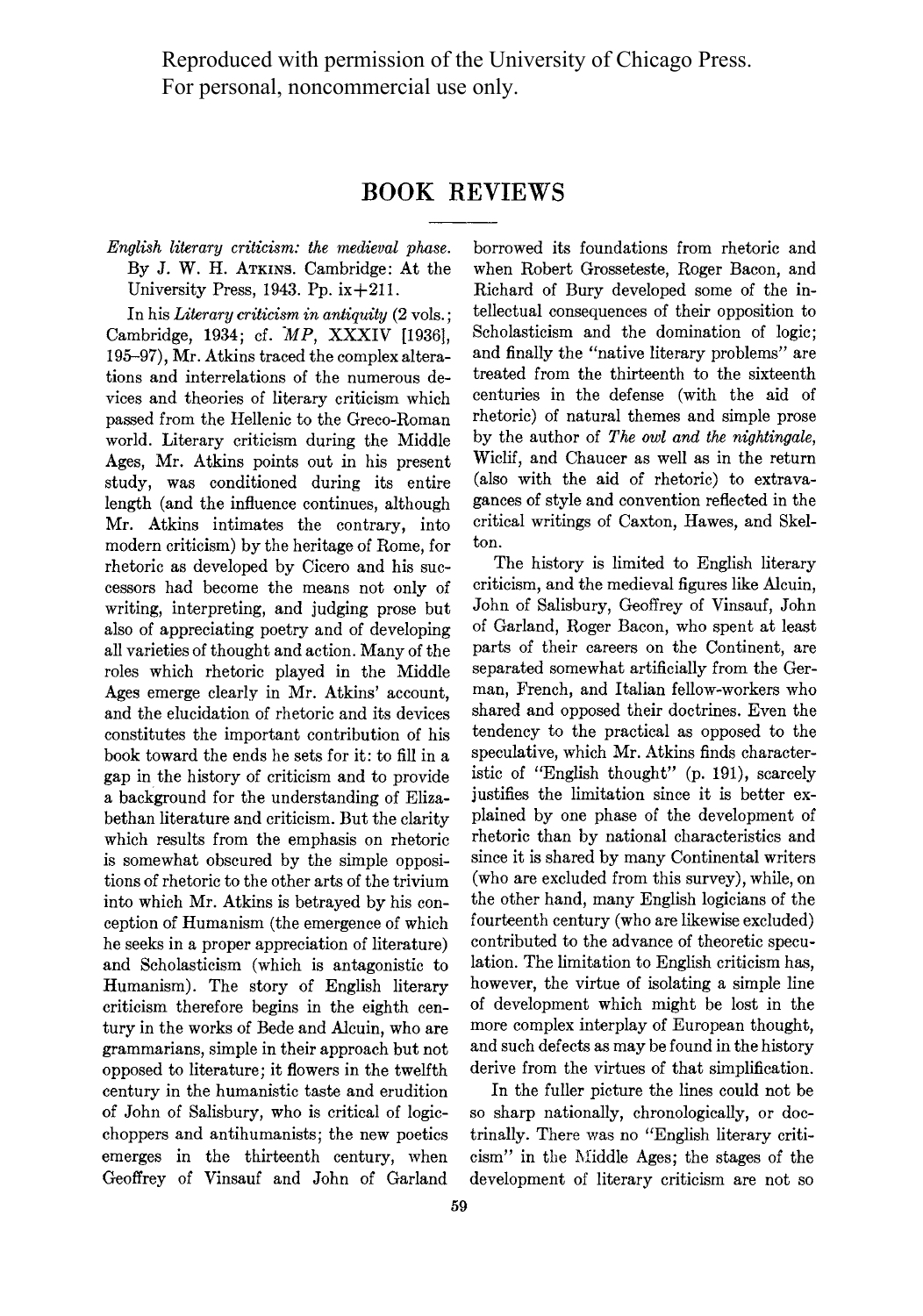Reproduced with permission of the University of Chicago Press.
For personal, noncommercial use only.

# BOOK REVIEWS

*English literary criticism: the medieval phase.* By J. W. H. Atkins. Cambridge: At the University Press, 1943. Pp. ix+211.

In his *Literary criticism in antiquity* (2 vols.; Cambridge, 1934; cf. *MP*, XXXIV [1936], 195–97), Mr. Atkins traced the complex alterations and interrelations of the numerous devices and theories of literary criticism which passed from the Hellenic to the Greco-Roman world. Literary criticism during the Middle Ages, Mr. Atkins points out in his present study, was conditioned during its entire length (and the influence continues, although Mr. Atkins intimates the contrary, into modern criticism) by the heritage of Rome, for rhetoric as developed by Cicero and his successors had become the means not only of writing, interpreting, and judging prose but also of appreciating poetry and of developing all varieties of thought and action. Many of the roles which rhetoric played in the Middle Ages emerge clearly in Mr. Atkins' account, and the elucidation of rhetoric and its devices constitutes the important contribution of his book toward the ends he sets for it: to fill in a gap in the history of criticism and to provide a background for the understanding of Elizabethan literature and criticism. But the clarity which results from the emphasis on rhetoric is somewhat obscured by the simple oppositions of rhetoric to the other arts of the trivium into which Mr. Atkins is betrayed by his conception of Humanism (the emergence of which he seeks in a proper appreciation of literature) and Scholasticism (which is antagonistic to Humanism). The story of English literary criticism therefore begins in the eighth century in the works of Bede and Alcuin, who are grammarians, simple in their approach but not opposed to literature; it flowers in the twelfth century in the humanistic taste and erudition of John of Salisbury, who is critical of logic-choppers and antihumanists; the new poetics emerges in the thirteenth century, when Geoffrey of Vinsauf and John of Garland borrowed its foundations from rhetoric and when Robert Grosseteste, Roger Bacon, and Richard of Bury developed some of the intellectual consequences of their opposition to Scholasticism and the domination of logic; and finally the "native literary problems" are treated from the thirteenth to the sixteenth centuries in the defense (with the aid of rhetoric) of natural themes and simple prose by the author of *The owl and the nightingale*, Wiclif, and Chaucer as well as in the return (also with the aid of rhetoric) to extravagances of style and convention reflected in the critical writings of Caxton, Hawes, and Skelton.

The history is limited to English literary criticism, and the medieval figures like Alcuin, John of Salisbury, Geoffrey of Vinsauf, John of Garland, Roger Bacon, who spent at least parts of their careers on the Continent, are separated somewhat artificially from the German, French, and Italian fellow-workers who shared and opposed their doctrines. Even the tendency to the practical as opposed to the speculative, which Mr. Atkins finds characteristic of "English thought" (p. 191), scarcely justifies the limitation since it is better explained by one phase of the development of rhetoric than by national characteristics and since it is shared by many Continental writers (who are excluded from this survey), while, on the other hand, many English logicians of the fourteenth century (who are likewise excluded) contributed to the advance of theoretic speculation. The limitation to English criticism has, however, the virtue of isolating a simple line of development which might be lost in the more complex interplay of European thought, and such defects as may be found in the history derive from the virtues of that simplification.

In the fuller picture the lines could not be so sharp nationally, chronologically, or doctrinally. There was no "English literary criticism" in the Middle Ages; the stages of the development of literary criticism are not so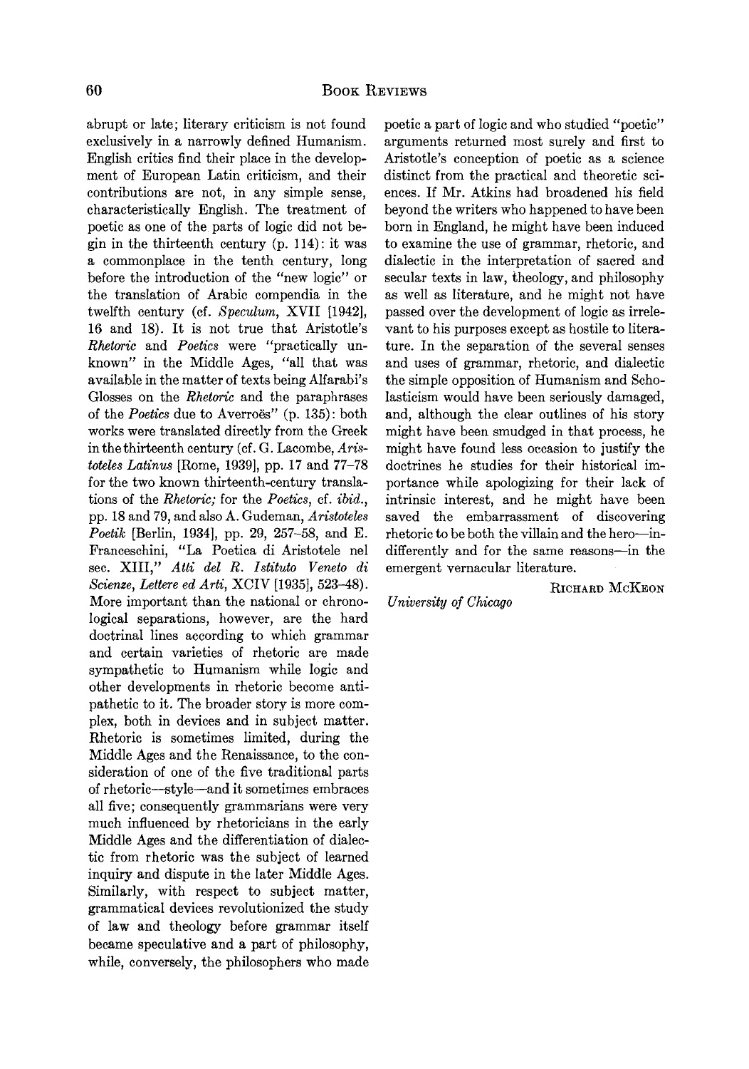abrupt or late; literary criticism is not found exclusively in a narrowly defined Humanism. English critics find their place in the development of European Latin criticism, and their contributions are not, in any simple sense, characteristically English. The treatment of poetic as one of the parts of logic did not begin in the thirteenth century (p. 114): it was a commonplace in the tenth century, long before the introduction of the "new logic" or the translation of Arabic compendia in the twelfth century (cf. *Speculum*, XVII [1942], 16 and 18). It is not true that Aristotle's *Rhetoric* and *Poetics* were "practically unknown" in the Middle Ages, "all that was available in the matter of texts being Alfarabi's Glosses on the *Rhetoric* and the paraphrases of the *Poetics* due to Averroës" (p. 135): both works were translated directly from the Greek in the thirteenth century (cf. G. Lacombe, *Aristoteles Latinus* [Rome, 1939], pp. 17 and 77–78 for the two known thirteenth-century translations of the *Rhetoric;* for the *Poetics*, cf. *ibid.*, pp. 18 and 79, and also A. Gudeman, *Aristoteles Poetik* [Berlin, 1934], pp. 29, 257–58, and E. Franceschini, "La Poetica di Aristotele nel sec. XIII," *Atti del R. Istituto Veneto di Scienze, Lettere ed Arti*, XCIV [1935], 523–48). More important than the national or chronological separations, however, are the hard doctrinal lines according to which grammar and certain varieties of rhetoric are made sympathetic to Humanism while logic and other developments in rhetoric become antipathetic to it. The broader story is more complex, both in devices and in subject matter. Rhetoric is sometimes limited, during the Middle Ages and the Renaissance, to the consideration of one of the five traditional parts of rhetoric—style—and it sometimes embraces all five; consequently grammarians were very much influenced by rhetoricians in the early Middle Ages and the differentiation of dialectic from rhetoric was the subject of learned inquiry and dispute in the later Middle Ages. Similarly, with respect to subject matter, grammatical devices revolutionized the study of law and theology before grammar itself became speculative and a part of philosophy, while, conversely, the philosophers who made poetic a part of logic and who studied "poetic" arguments returned most surely and first to Aristotle's conception of poetic as a science distinct from the practical and theoretic sciences. If Mr. Atkins had broadened his field beyond the writers who happened to have been born in England, he might have been induced to examine the use of grammar, rhetoric, and dialectic in the interpretation of sacred and secular texts in law, theology, and philosophy as well as literature, and he might not have passed over the development of logic as irrelevant to his purposes except as hostile to literature. In the separation of the several senses and uses of grammar, rhetoric, and dialectic the simple opposition of Humanism and Scholasticism would have been seriously damaged, and, although the clear outlines of his story might have been smudged in that process, he might have found less occasion to justify the doctrines he studies for their historical importance while apologizing for their lack of intrinsic interest, and he might have been saved the embarrassment of discovering rhetoric to be both the villain and the hero—indifferently and for the same reasons—in the emergent vernacular literature.

RICHARD MCKEON

*University of Chicago*